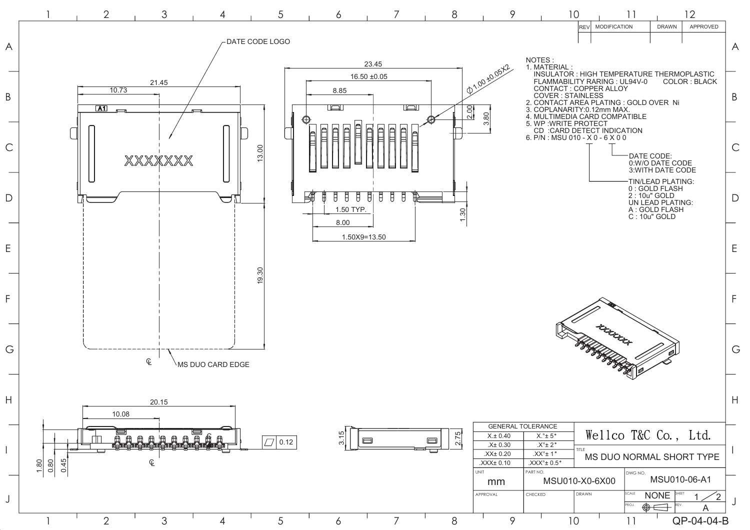| REV | MODIFICATION | DRAWN | APPROVED |
|---|---|---|---|
| | | | |

NOTES :

1. MATERIAL :
   INSULATOR : HIGH TEMPERATURE THERMOPLASTIC
   FLAMMABILITY RARING : UL94V-0 COLOR : BLACK
   CONTACT : COPPER ALLOY
   COVER : STAINLESS
2. CONTACT AREA PLATING : GOLD OVER Ni
3. COPLANARITY:0.12mm MAX.
4. MULTIMEDIA CARD COMPATIBLE
5. WP :WRITE PROTECT
   CD :CARD DETECT INDICATION
6. P/N : MSU 010 - X 0 - 6 X 0 0

DATE CODE:
0:W/O DATE CODE
3:WITH DATE CODE

TIN/LEAD PLATING:
0 : GOLD FLASH
2 : 10u" GOLD
UN LEAD PLATING:
A : GOLD FLASH
C : 10u" GOLD

DATE CODE LOGO

XXXXXXX

A1

21.45
10.73
13.00
19.30

MS DUO CARD EDGE

23.45
16.50 ±0.05
8.85
$\phi$1.00 ±0.05X2
2.00
3.80
1.50 TYP.
8.00
1.50X9=13.50
1.30

20.15
10.08
1.80
0.80
0.45
0.12

3.15
2.75

| GENERAL TOLERANCE | | Wellco T&C Co., Ltd. | |
|---|---|---|---|
| X.± 0.40 | X.°± 5° | | |
| .X± 0.30 | .X°± 2° | TITLE MS DUO NORMAL SHORT TYPE | |
| .XX± 0.20 | .XX°± 1° | | |
| .XXX± 0.10 | .XXX°± 0.5° | | |
| UNIT mm | PART NO. MSU010-X0-6X00 | DWG NO. MSU010-06-A1 | |
| APPROVAL | CHECKED | DRAWN | SCALE NONE / SHEET 1/2 / PROJ. / REV. A |

QP-04-04-B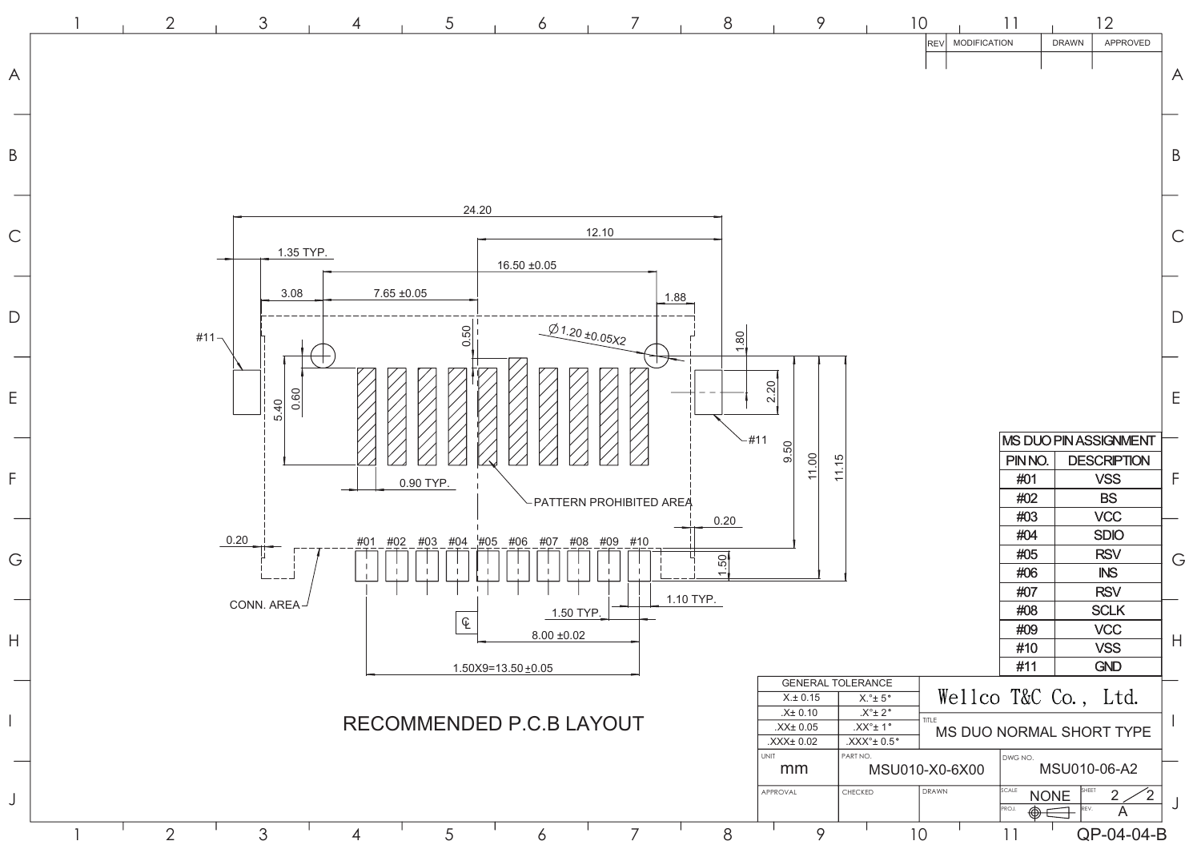| REV | MODIFICATION | DRAWN | APPROVED |
| --- | --- | --- | --- |
| | | | |

24.20
12.10
1.35 TYP.
16.50 ±0.05
3.08
7.65 ±0.05
1.88
0.50
Ø1.20 ±0.05X2
1.80
#11
5.40
0.60
2.20
#11
9.50
11.00
11.15
0.90 TYP.
PATTERN PROHIBITED AREA
0.20
0.20
#01 #02 #03 #04 #05 #06 #07 #08 #09 #10
1.50
CONN. AREA
1.10 TYP.
1.50 TYP.
℄
8.00 ±0.02
1.50X9=13.50±0.05

RECOMMENDED P.C.B LAYOUT

| MS DUO PIN ASSIGNMENT | |
| --- | --- |
| PIN NO. | DESCRIPTION |
| #01 | VSS |
| #02 | BS |
| #03 | VCC |
| #04 | SDIO |
| #05 | RSV |
| #06 | INS |
| #07 | RSV |
| #08 | SCLK |
| #09 | VCC |
| #10 | VSS |
| #11 | GND |

| GENERAL TOLERANCE | |
| --- | --- |
| X.± 0.15 | X.°± 5° |
| .X± 0.10 | .X°± 2° |
| .XX± 0.05 | .XX°± 1° |
| .XXX± 0.02 | .XXX°± 0.5° |

Wellco T&C Co., Ltd.

TITLE: MS DUO NORMAL SHORT TYPE

UNIT: mm

PART NO.: MSU010-X0-6X00

DWG NO.: MSU010-06-A2

APPROVAL | CHECKED | DRAWN

SCALE: NONE | SHEET: 2/2 | REV.: A

QP-04-04-B